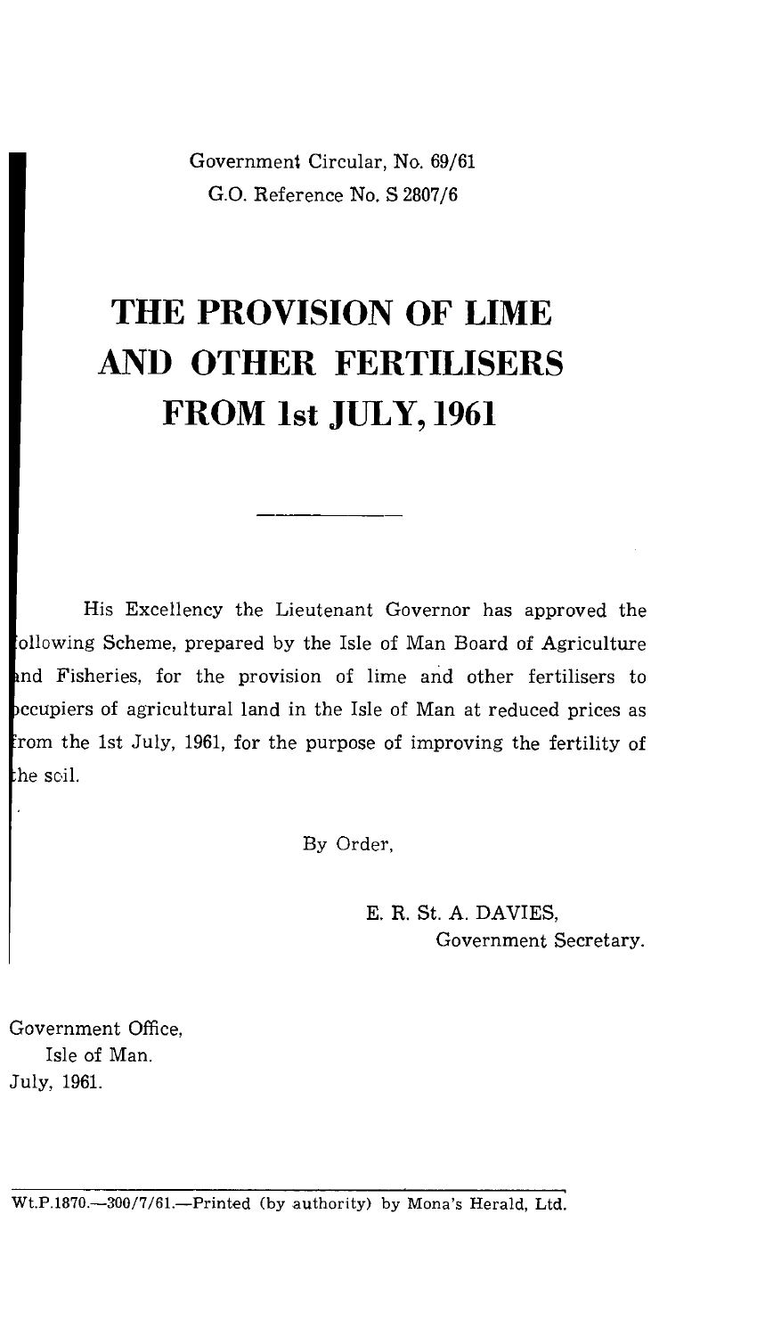Government Circular, No. 69/61

G.O. Reference No. S 2807/6

# THE PROVISION OF LIME AND OTHER FERTILISERS FROM 1st JULY, 1961

His Excellency the Lieutenant Governor has approved the following Scheme, prepared by the Isle of Man Board of Agriculture and Fisheries, for the provision of lime and other fertilisers to occupiers of agricultural land in the Isle of Man at reduced prices as from the 1st July, 1961, for the purpose of improving the fertility of the soil.

By Order,

E. R. St. A. DAVIES,
Government Secretary.

Government Office,
Isle of Man.
July, 1961.

Wt.P.1870.—300/7/61.—Printed (by authority) by Mona's Herald, Ltd.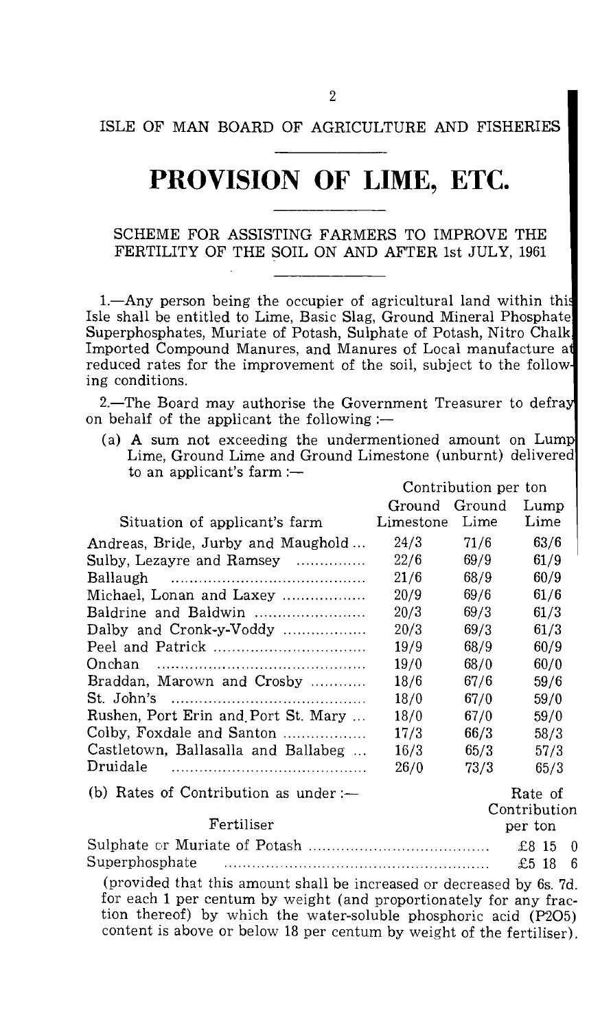ISLE OF MAN BOARD OF AGRICULTURE AND FISHERIES

# PROVISION OF LIME, ETC.

## SCHEME FOR ASSISTING FARMERS TO IMPROVE THE FERTILITY OF THE SOIL ON AND AFTER 1st JULY, 1961

1.—Any person being the occupier of agricultural land within this Isle shall be entitled to Lime, Basic Slag, Ground Mineral Phosphate Superphosphates, Muriate of Potash, Sulphate of Potash, Nitro Chalk Imported Compound Manures, and Manures of Local manufacture at reduced rates for the improvement of the soil, subject to the following conditions.

2.—The Board may authorise the Government Treasurer to defray on behalf of the applicant the following :—

(a) A sum not exceeding the undermentioned amount on Lump Lime, Ground Lime and Ground Limestone (unburnt) delivered to an applicant's farm :—

| Situation of applicant's farm | Contribution per ton | | |
|---|---|---|---|
| | Ground Limestone | Ground Lime | Lump Lime |
| Andreas, Bride, Jurby and Maughold ... | 24/3 | 71/6 | 63/6 |
| Sulby, Lezayre and Ramsey ............... | 22/6 | 69/9 | 61/9 |
| Ballaugh .............................. | 21/6 | 68/9 | 60/9 |
| Michael, Lonan and Laxey .................. | 20/9 | 69/6 | 61/6 |
| Baldrine and Baldwin ........................ | 20/3 | 69/3 | 61/3 |
| Dalby and Cronk-y-Voddy .................. | 20/3 | 69/3 | 61/3 |
| Peel and Patrick ................................ | 19/9 | 68/9 | 60/9 |
| Onchan .............................................. | 19/0 | 68/0 | 60/0 |
| Braddan, Marown and Crosby ............ | 18/6 | 67/6 | 59/6 |
| St. John's ........................................ | 18/0 | 67/0 | 59/0 |
| Rushen, Port Erin and Port St. Mary ... | 18/0 | 67/0 | 59/0 |
| Colby, Foxdale and Santon .................. | 17/3 | 66/3 | 58/3 |
| Castletown, Ballasalla and Ballabeg ... | 16/3 | 65/3 | 57/3 |
| Druidale .......................................... | 26/0 | 73/3 | 65/3 |

(b) Rates of Contribution as under :—

| Fertiliser | Rate of Contribution per ton |
|---|---|
| Sulphate or Muriate of Potash ........................................ | £8 15 0 |
| Superphosphate ........................................................ | £5 18 6 |

(provided that this amount shall be increased or decreased by 6s. 7d. for each 1 per centum by weight (and proportionately for any fraction thereof) by which the water-soluble phosphoric acid ($P_2O_5$) content is above or below 18 per centum by weight of the fertiliser).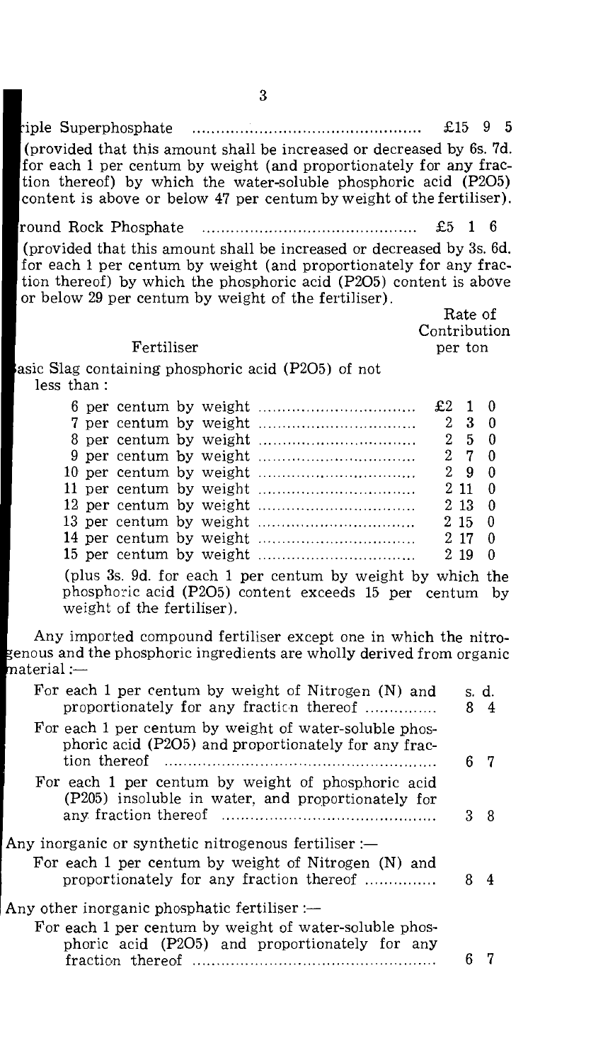riple Superphosphate .............................................. £15 9 5

(provided that this amount shall be increased or decreased by 6s. 7d. for each 1 per centum by weight (and proportionately for any fraction thereof) by which the water-soluble phosphoric acid ($P_2O_5$) content is above or below 47 per centum by weight of the fertiliser).

round Rock Phosphate .............................................. £5 1 6

(provided that this amount shall be increased or decreased by 3s. 6d. for each 1 per centum by weight (and proportionately for any fraction thereof) by which the phosphoric acid ($P_2O_5$) content is above or below 29 per centum by weight of the fertiliser).

| Fertiliser | Rate of Contribution per ton |
|---|---|
| asic Slag containing phosphoric acid ($P_2O_5$) of not less than : | |
| 6 per centum by weight | £2 1 0 |
| 7 per centum by weight | 2 3 0 |
| 8 per centum by weight | 2 5 0 |
| 9 per centum by weight | 2 7 0 |
| 10 per centum by weight | 2 9 0 |
| 11 per centum by weight | 2 11 0 |
| 12 per centum by weight | 2 13 0 |
| 13 per centum by weight | 2 15 0 |
| 14 per centum by weight | 2 17 0 |
| 15 per centum by weight | 2 19 0 |

(plus 3s. 9d. for each 1 per centum by weight by which the phosphoric acid ($P_2O_5$) content exceeds 15 per centum by weight of the fertiliser).

Any imported compound fertiliser except one in which the nitrogenous and the phosphoric ingredients are wholly derived from organic material :—

| | s. d. |
|---|---|
| For each 1 per centum by weight of Nitrogen (N) and proportionately for any fraction thereof | 8 4 |
| For each 1 per centum by weight of water-soluble phosphoric acid ($P_2O_5$) and proportionately for any fraction thereof | 6 7 |
| For each 1 per centum by weight of phosphoric acid ($P_2O_5$) insoluble in water, and proportionately for any fraction thereof | 3 8 |

Any inorganic or synthetic nitrogenous fertiliser :—

| | |
|---|---|
| For each 1 per centum by weight of Nitrogen (N) and proportionately for any fraction thereof | 8 4 |

Any other inorganic phosphatic fertiliser :—

| | |
|---|---|
| For each 1 per centum by weight of water-soluble phosphoric acid ($P_2O_5$) and proportionately for any fraction thereof | 6 7 |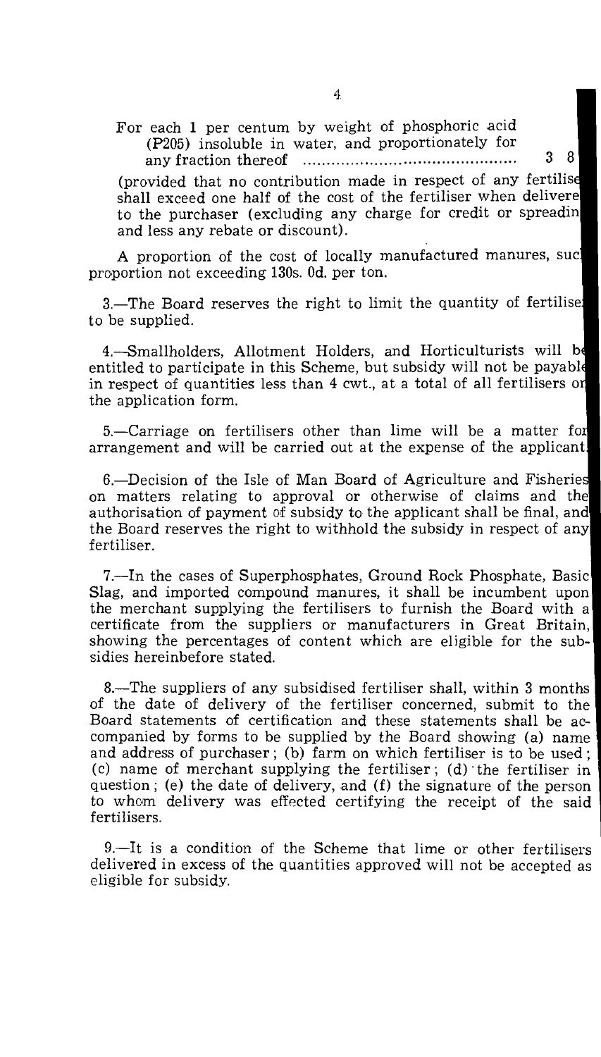For each 1 per centum by weight of phosphoric acid ($P_2O_5$) insoluble in water, and proportionately for any fraction thereof ............................................ 3 8

(provided that no contribution made in respect of any fertiliser shall exceed one half of the cost of the fertiliser when delivered to the purchaser (excluding any charge for credit or spreading and less any rebate or discount).

A proportion of the cost of locally manufactured manures, such proportion not exceeding 130s. 0d. per ton.

3.—The Board reserves the right to limit the quantity of fertiliser to be supplied.

4.—Smallholders, Allotment Holders, and Horticulturists will be entitled to participate in this Scheme, but subsidy will not be payable in respect of quantities less than 4 cwt., at a total of all fertilisers on the application form.

5.—Carriage on fertilisers other than lime will be a matter for arrangement and will be carried out at the expense of the applicant.

6.—Decision of the Isle of Man Board of Agriculture and Fisheries on matters relating to approval or otherwise of claims and the authorisation of payment of subsidy to the applicant shall be final, and the Board reserves the right to withhold the subsidy in respect of any fertiliser.

7.—In the cases of Superphosphates, Ground Rock Phosphate, Basic Slag, and imported compound manures, it shall be incumbent upon the merchant supplying the fertilisers to furnish the Board with a certificate from the suppliers or manufacturers in Great Britain, showing the percentages of content which are eligible for the subsidies hereinbefore stated.

8.—The suppliers of any subsidised fertiliser shall, within 3 months of the date of delivery of the fertiliser concerned, submit to the Board statements of certification and these statements shall be accompanied by forms to be supplied by the Board showing (a) name and address of purchaser; (b) farm on which fertiliser is to be used; (c) name of merchant supplying the fertiliser; (d) the fertiliser in question; (e) the date of delivery, and (f) the signature of the person to whom delivery was effected certifying the receipt of the said fertilisers.

9.—It is a condition of the Scheme that lime or other fertilisers delivered in excess of the quantities approved will not be accepted as eligible for subsidy.